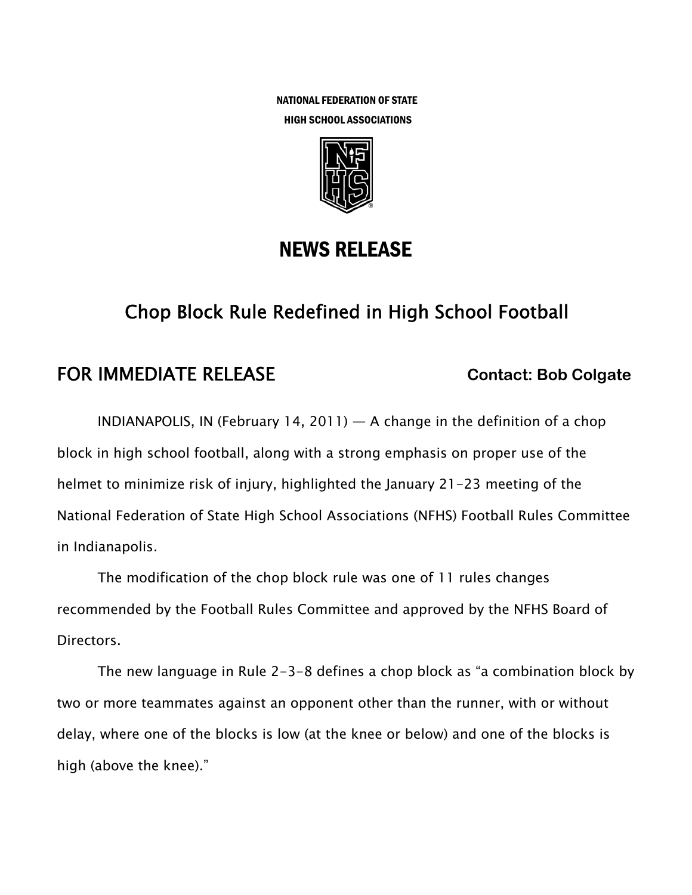NATIONAL FEDERATION OF STATE
HIGH SCHOOL ASSOCIATIONS

# NEWS RELEASE

## Chop Block Rule Redefined in High School Football

**FOR IMMEDIATE RELEASE** **Contact: Bob Colgate**

INDIANAPOLIS, IN (February 14, 2011) — A change in the definition of a chop block in high school football, along with a strong emphasis on proper use of the helmet to minimize risk of injury, highlighted the January 21-23 meeting of the National Federation of State High School Associations (NFHS) Football Rules Committee in Indianapolis.

The modification of the chop block rule was one of 11 rules changes recommended by the Football Rules Committee and approved by the NFHS Board of Directors.

The new language in Rule 2-3-8 defines a chop block as "a combination block by two or more teammates against an opponent other than the runner, with or without delay, where one of the blocks is low (at the knee or below) and one of the blocks is high (above the knee)."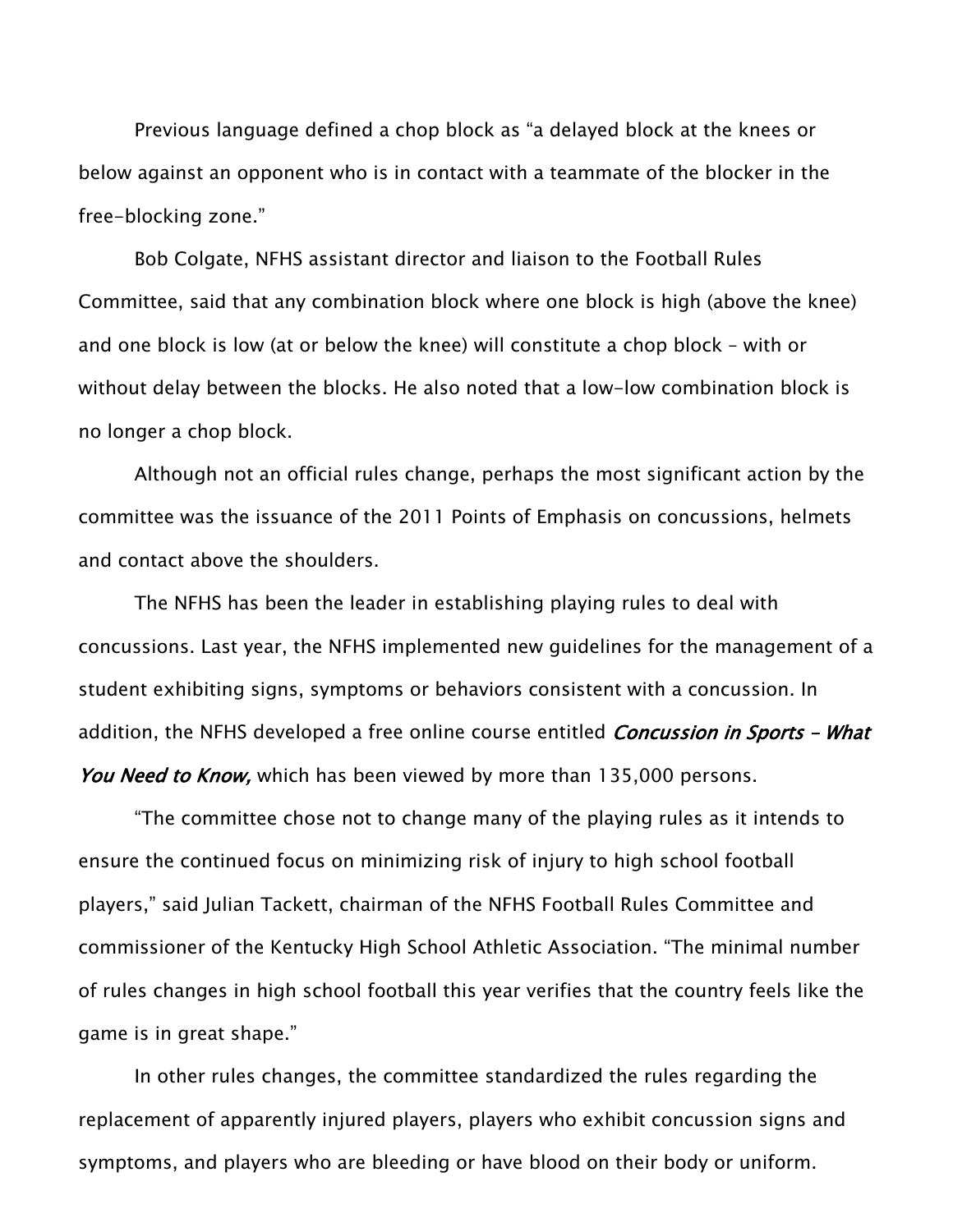Previous language defined a chop block as “a delayed block at the knees or below against an opponent who is in contact with a teammate of the blocker in the free-blocking zone.”

Bob Colgate, NFHS assistant director and liaison to the Football Rules Committee, said that any combination block where one block is high (above the knee) and one block is low (at or below the knee) will constitute a chop block – with or without delay between the blocks. He also noted that a low-low combination block is no longer a chop block.

Although not an official rules change, perhaps the most significant action by the committee was the issuance of the 2011 Points of Emphasis on concussions, helmets and contact above the shoulders.

The NFHS has been the leader in establishing playing rules to deal with concussions. Last year, the NFHS implemented new guidelines for the management of a student exhibiting signs, symptoms or behaviors consistent with a concussion. In addition, the NFHS developed a free online course entitled *Concussion in Sports – What You Need to Know,* which has been viewed by more than 135,000 persons.

“The committee chose not to change many of the playing rules as it intends to ensure the continued focus on minimizing risk of injury to high school football players,” said Julian Tackett, chairman of the NFHS Football Rules Committee and commissioner of the Kentucky High School Athletic Association. “The minimal number of rules changes in high school football this year verifies that the country feels like the game is in great shape.”

In other rules changes, the committee standardized the rules regarding the replacement of apparently injured players, players who exhibit concussion signs and symptoms, and players who are bleeding or have blood on their body or uniform.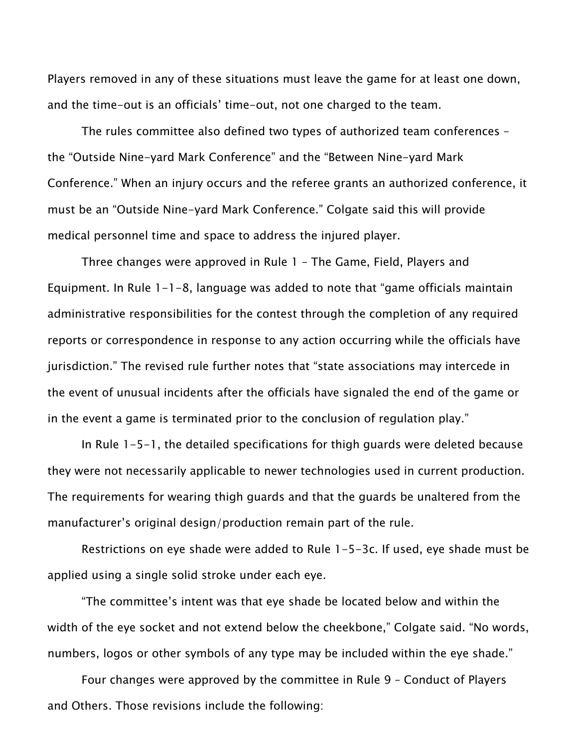Players removed in any of these situations must leave the game for at least one down, and the time-out is an officials' time-out, not one charged to the team.

The rules committee also defined two types of authorized team conferences – the "Outside Nine-yard Mark Conference" and the "Between Nine-yard Mark Conference." When an injury occurs and the referee grants an authorized conference, it must be an "Outside Nine-yard Mark Conference." Colgate said this will provide medical personnel time and space to address the injured player.

Three changes were approved in Rule 1 – The Game, Field, Players and Equipment. In Rule 1-1-8, language was added to note that "game officials maintain administrative responsibilities for the contest through the completion of any required reports or correspondence in response to any action occurring while the officials have jurisdiction." The revised rule further notes that "state associations may intercede in the event of unusual incidents after the officials have signaled the end of the game or in the event a game is terminated prior to the conclusion of regulation play."

In Rule 1-5-1, the detailed specifications for thigh guards were deleted because they were not necessarily applicable to newer technologies used in current production. The requirements for wearing thigh guards and that the guards be unaltered from the manufacturer's original design/production remain part of the rule.

Restrictions on eye shade were added to Rule 1-5-3c. If used, eye shade must be applied using a single solid stroke under each eye.

"The committee's intent was that eye shade be located below and within the width of the eye socket and not extend below the cheekbone," Colgate said. "No words, numbers, logos or other symbols of any type may be included within the eye shade."

Four changes were approved by the committee in Rule 9 – Conduct of Players and Others. Those revisions include the following: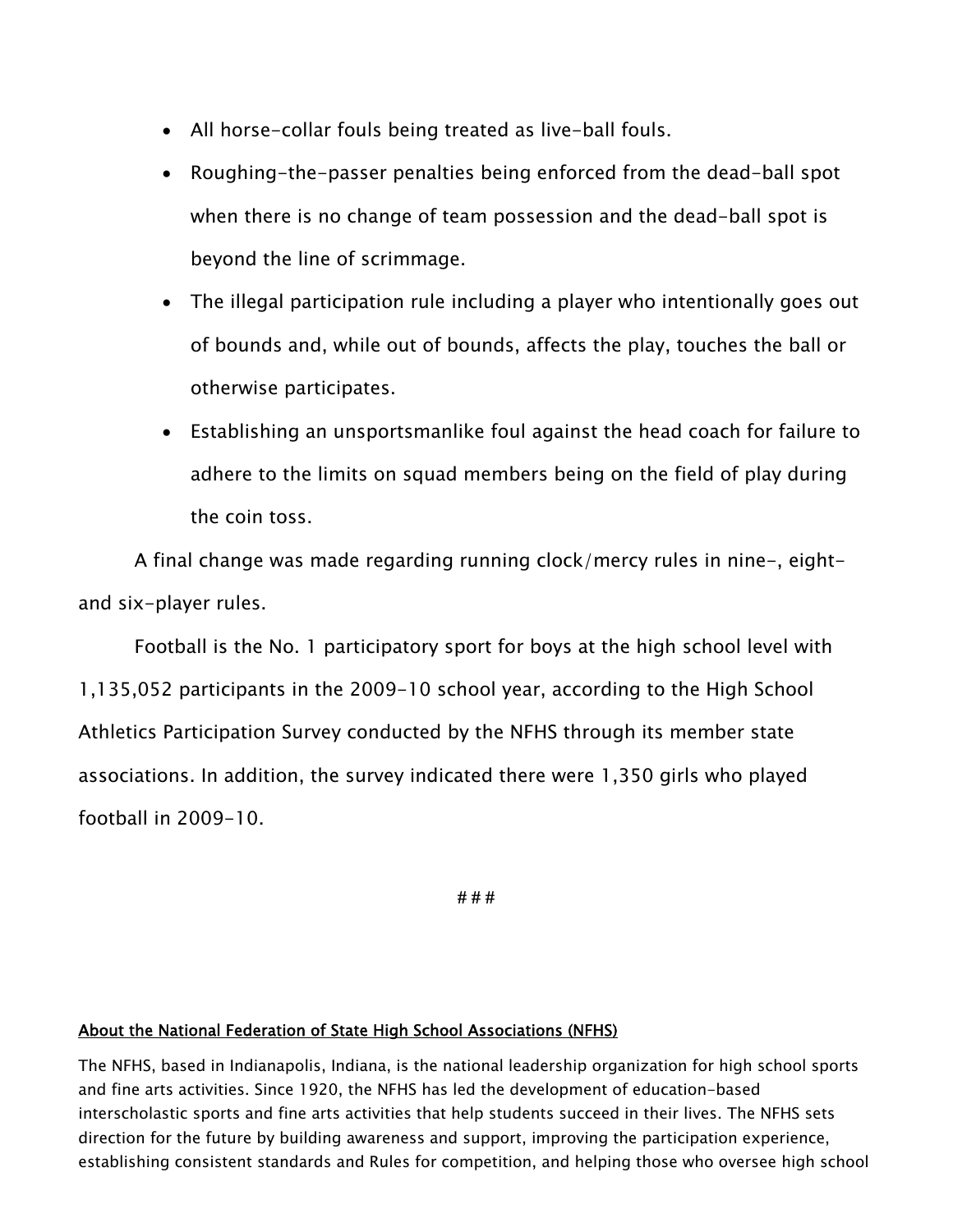- All horse-collar fouls being treated as live-ball fouls.
- Roughing-the-passer penalties being enforced from the dead-ball spot when there is no change of team possession and the dead-ball spot is beyond the line of scrimmage.
- The illegal participation rule including a player who intentionally goes out of bounds and, while out of bounds, affects the play, touches the ball or otherwise participates.
- Establishing an unsportsmanlike foul against the head coach for failure to adhere to the limits on squad members being on the field of play during the coin toss.

A final change was made regarding running clock/mercy rules in nine-, eight- and six-player rules.

Football is the No. 1 participatory sport for boys at the high school level with 1,135,052 participants in the 2009-10 school year, according to the High School Athletics Participation Survey conducted by the NFHS through its member state associations. In addition, the survey indicated there were 1,350 girls who played football in 2009-10.

###

**About the National Federation of State High School Associations (NFHS)**

The NFHS, based in Indianapolis, Indiana, is the national leadership organization for high school sports and fine arts activities. Since 1920, the NFHS has led the development of education-based interscholastic sports and fine arts activities that help students succeed in their lives. The NFHS sets direction for the future by building awareness and support, improving the participation experience, establishing consistent standards and Rules for competition, and helping those who oversee high school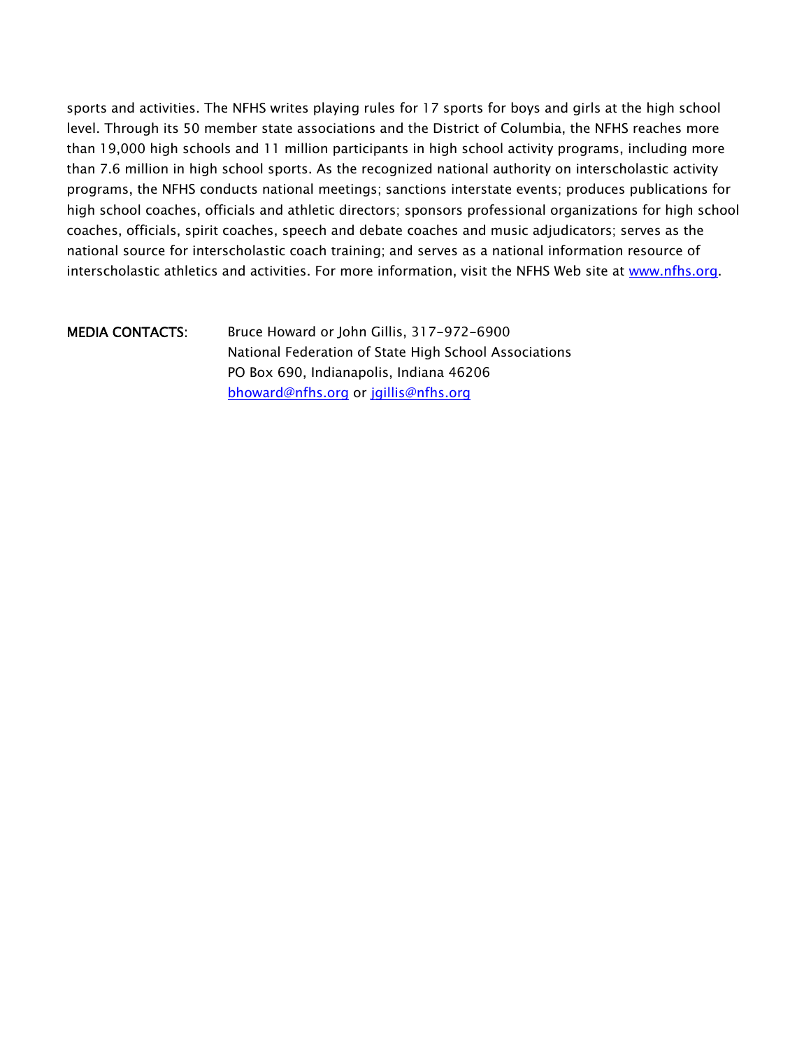sports and activities. The NFHS writes playing rules for 17 sports for boys and girls at the high school level. Through its 50 member state associations and the District of Columbia, the NFHS reaches more than 19,000 high schools and 11 million participants in high school activity programs, including more than 7.6 million in high school sports. As the recognized national authority on interscholastic activity programs, the NFHS conducts national meetings; sanctions interstate events; produces publications for high school coaches, officials and athletic directors; sponsors professional organizations for high school coaches, officials, spirit coaches, speech and debate coaches and music adjudicators; serves as the national source for interscholastic coach training; and serves as a national information resource of interscholastic athletics and activities. For more information, visit the NFHS Web site at www.nfhs.org.

**MEDIA CONTACTS:** Bruce Howard or John Gillis, 317-972-6900
National Federation of State High School Associations
PO Box 690, Indianapolis, Indiana 46206
bhoward@nfhs.org or jgillis@nfhs.org